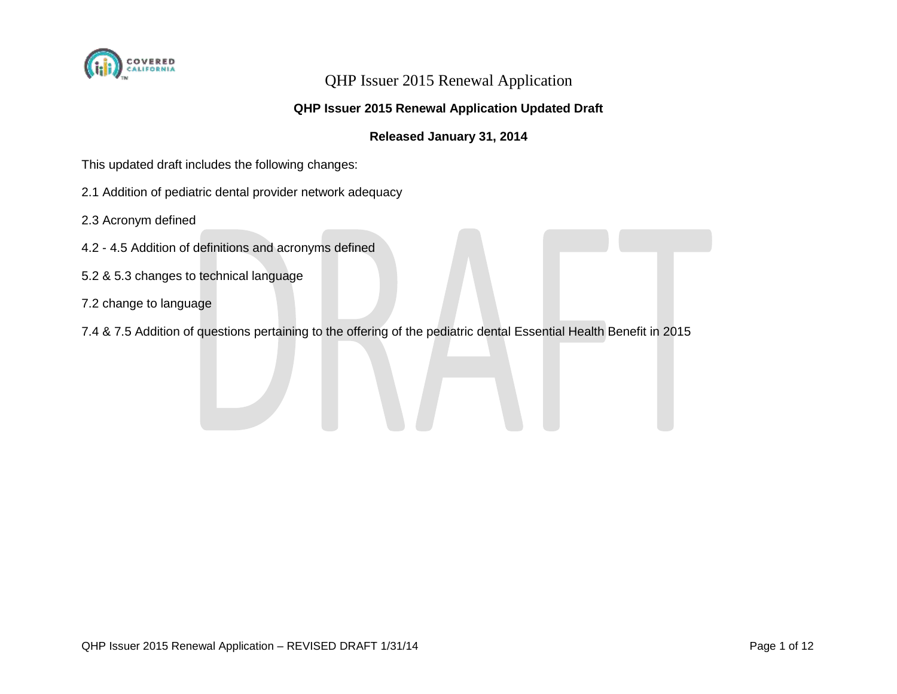# QHP Issuer 2015 Renewal Application

## QHP Issuer 2015 Renewal Application Updated Draft

### Released January 31, 2014

This updated draft includes the following changes:

2.1 Addition of pediatric dental provider network adequacy

2.3 Acronym defined

4.2 - 4.5 Addition of definitions and acronyms defined

5.2 & 5.3 changes to technical language

7.2 change to language

7.4 & 7.5 Addition of questions pertaining to the offering of the pediatric dental Essential Health Benefit in 2015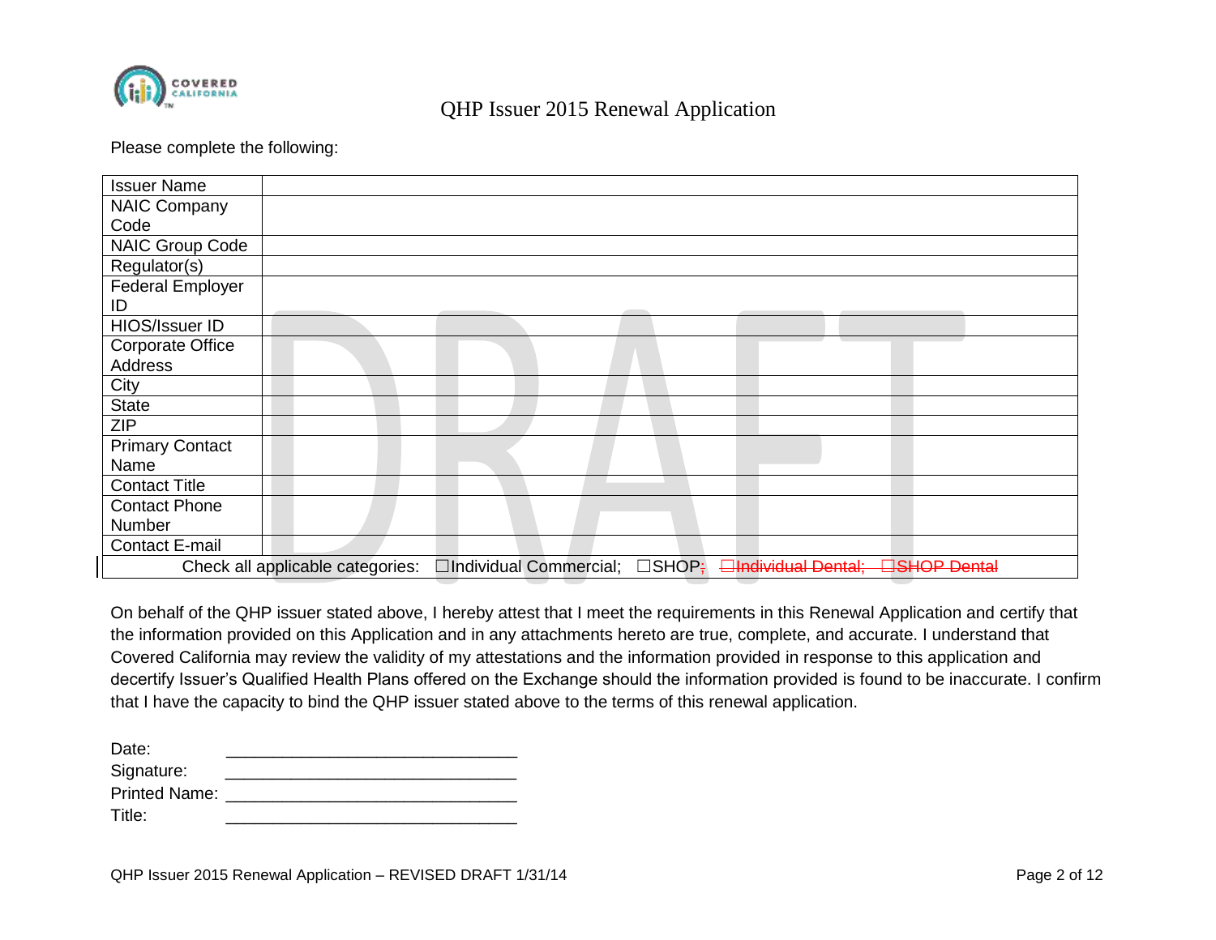# QHP Issuer 2015 Renewal Application

Please complete the following:

| Issuer Name | |
|---|---|
| NAIC Company Code | |
| NAIC Group Code | |
| Regulator(s) | |
| Federal Employer ID | |
| HIOS/Issuer ID | |
| Corporate Office Address | |
| City | |
| State | |
| ZIP | |
| Primary Contact Name | |
| Contact Title | |
| Contact Phone Number | |
| Contact E-mail | |
| Check all applicable categories: ☐Individual Commercial; ☐SHOP~~; ☐Individual Dental; ☐SHOP Dental~~ | |

On behalf of the QHP issuer stated above, I hereby attest that I meet the requirements in this Renewal Application and certify that the information provided on this Application and in any attachments hereto are true, complete, and accurate. I understand that Covered California may review the validity of my attestations and the information provided in response to this application and decertify Issuer's Qualified Health Plans offered on the Exchange should the information provided is found to be inaccurate. I confirm that I have the capacity to bind the QHP issuer stated above to the terms of this renewal application.

Date: _______________________________

Signature: _______________________________

Printed Name: _______________________________

Title: _______________________________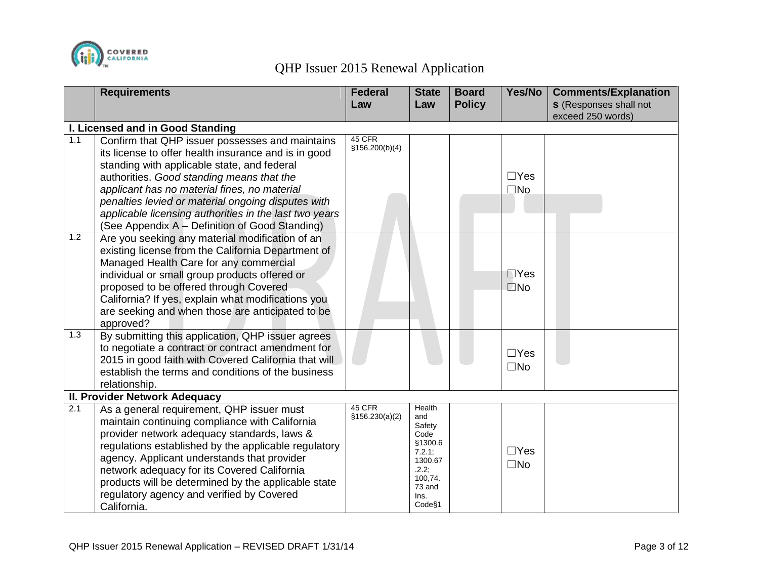# QHP Issuer 2015 Renewal Application

| | Requirements | Federal Law | State Law | Board Policy | Yes/No | Comments/Explanations (Responses shall not exceed 250 words) |
|---|---|---|---|---|---|---|
| **I. Licensed and in Good Standing** | | | | | | |
| 1.1 | Confirm that QHP issuer possesses and maintains its license to offer health insurance and is in good standing with applicable state, and federal authorities. *Good standing means that the applicant has no material fines, no material penalties levied or material ongoing disputes with applicable licensing authorities in the last two years* (See Appendix A – Definition of Good Standing) | 45 CFR §156.200(b)(4) | | | ☐Yes ☐No | |
| 1.2 | Are you seeking any material modification of an existing license from the California Department of Managed Health Care for any commercial individual or small group products offered or proposed to be offered through Covered California? If yes, explain what modifications you are seeking and when those are anticipated to be approved? | | | | ☐Yes ☐No | |
| 1.3 | By submitting this application, QHP issuer agrees to negotiate a contract or contract amendment for 2015 in good faith with Covered California that will establish the terms and conditions of the business relationship. | | | | ☐Yes ☐No | |
| **II. Provider Network Adequacy** | | | | | | |
| 2.1 | As a general requirement, QHP issuer must maintain continuing compliance with California provider network adequacy standards, laws & regulations established by the applicable regulatory agency. Applicant understands that provider network adequacy for its Covered California products will be determined by the applicable state regulatory agency and verified by Covered California. | 45 CFR §156.230(a)(2) | Health and Safety Code §1300.67.2.1; 1300.67.2.2; 100,74.73 and Ins. Code§1 | | ☐Yes ☐No | |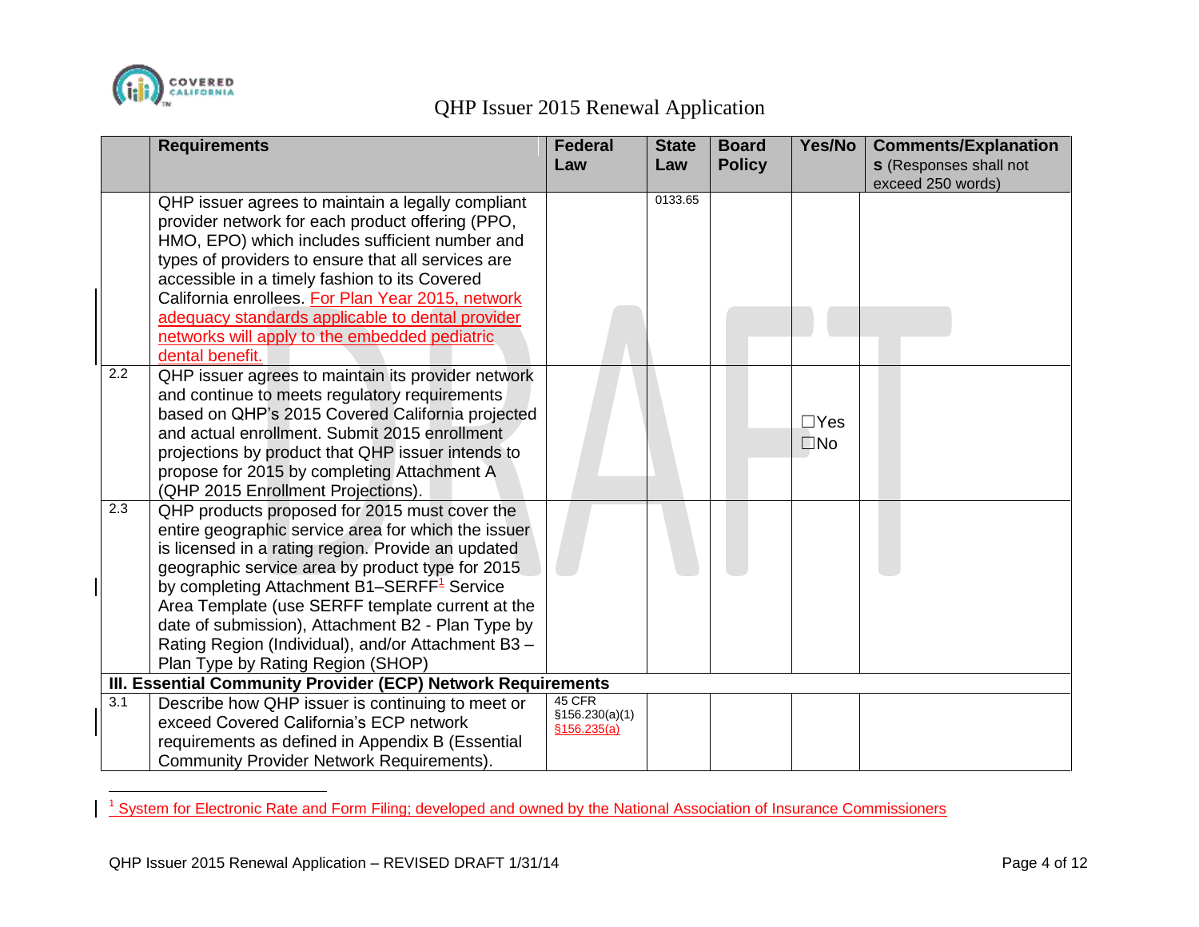# QHP Issuer 2015 Renewal Application

| | Requirements | Federal Law | State Law | Board Policy | Yes/No | Comments/Explanations (Responses shall not exceed 250 words) |
|---|---|---|---|---|---|---|
| | QHP issuer agrees to maintain a legally compliant provider network for each product offering (PPO, HMO, EPO) which includes sufficient number and types of providers to ensure that all services are accessible in a timely fashion to its Covered California enrollees. For Plan Year 2015, network adequacy standards applicable to dental provider networks will apply to the embedded pediatric dental benefit. | | 0133.65 | | | |
| 2.2 | QHP issuer agrees to maintain its provider network and continue to meets regulatory requirements based on QHP's 2015 Covered California projected and actual enrollment. Submit 2015 enrollment projections by product that QHP issuer intends to propose for 2015 by completing Attachment A (QHP 2015 Enrollment Projections). | | | | ☐Yes ☐No | |
| 2.3 | QHP products proposed for 2015 must cover the entire geographic service area for which the issuer is licensed in a rating region. Provide an updated geographic service area by product type for 2015 by completing Attachment B1–SERFF[1] Service Area Template (use SERFF template current at the date of submission), Attachment B2 - Plan Type by Rating Region (Individual), and/or Attachment B3 – Plan Type by Rating Region (SHOP) | | | | | |
| **III. Essential Community Provider (ECP) Network Requirements** | | | | | | |
| 3.1 | Describe how QHP issuer is continuing to meet or exceed Covered California's ECP network requirements as defined in Appendix B (Essential Community Provider Network Requirements). | 45 CFR §156.230(a)(1) §156.235(a) | | | | |

[1] System for Electronic Rate and Form Filing; developed and owned by the National Association of Insurance Commissioners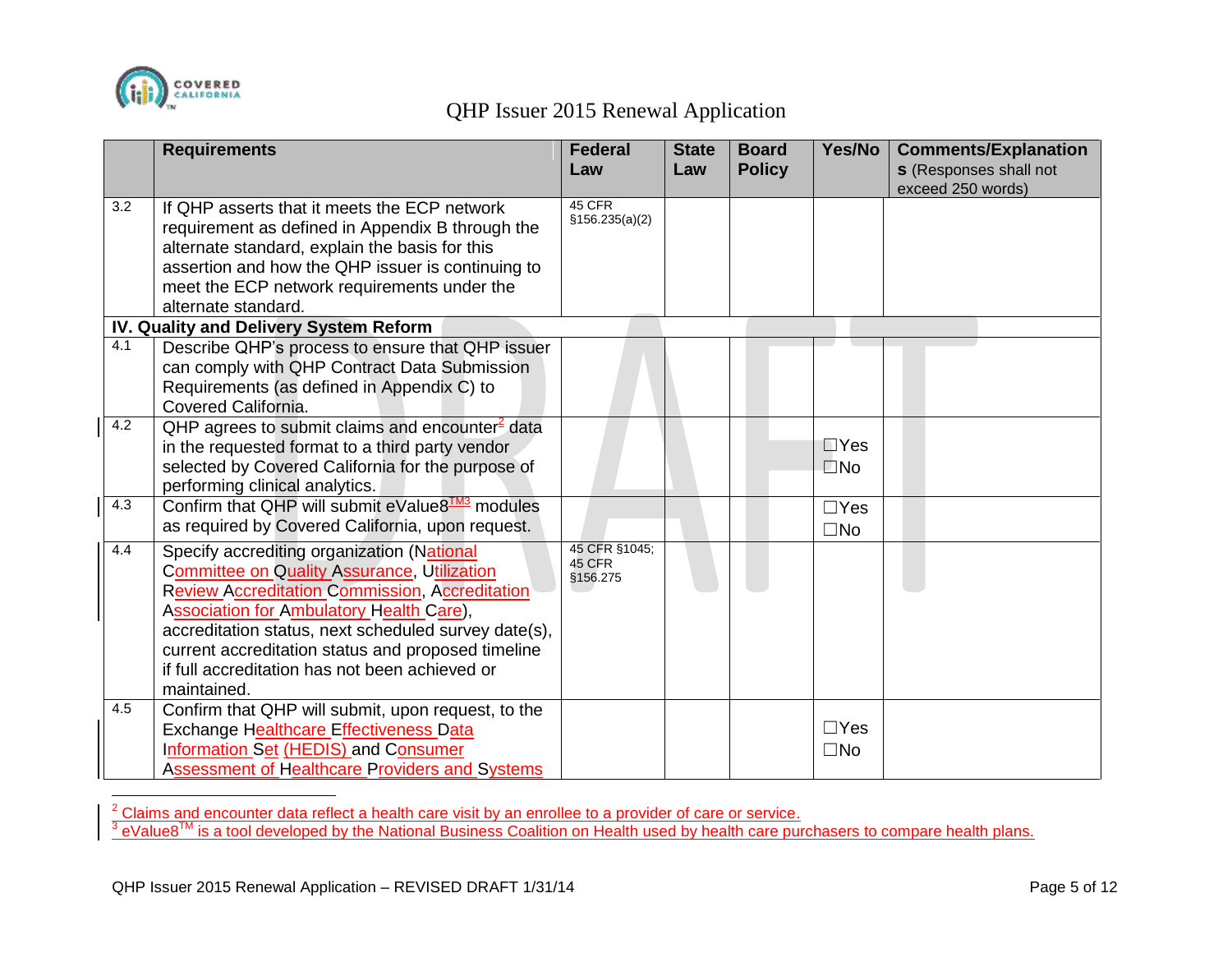| | Requirements | Federal Law | State Law | Board Policy | Yes/No | Comments/Explanations (Responses shall not exceed 250 words) |
|---|---|---|---|---|---|---|
| 3.2 | If QHP asserts that it meets the ECP network requirement as defined in Appendix B through the alternate standard, explain the basis for this assertion and how the QHP issuer is continuing to meet the ECP network requirements under the alternate standard. | 45 CFR §156.235(a)(2) | | | | |
| **IV. Quality and Delivery System Reform** | | | | | | |
| 4.1 | Describe QHP's process to ensure that QHP issuer can comply with QHP Contract Data Submission Requirements (as defined in Appendix C) to Covered California. | | | | | |
| 4.2 | QHP agrees to submit claims and encounter[2] data in the requested format to a third party vendor selected by Covered California for the purpose of performing clinical analytics. | | | | ☐Yes ☐No | |
| 4.3 | Confirm that QHP will submit eValue8TM[3] modules as required by Covered California, upon request. | | | | ☐Yes ☐No | |
| 4.4 | Specify accrediting organization (National Committee on Quality Assurance, Utilization Review Accreditation Commission, Accreditation Association for Ambulatory Health Care), accreditation status, next scheduled survey date(s), current accreditation status and proposed timeline if full accreditation has not been achieved or maintained. | 45 CFR §1045; 45 CFR §156.275 | | | | |
| 4.5 | Confirm that QHP will submit, upon request, to the Exchange Healthcare Effectiveness Data Information Set (HEDIS) and Consumer Assessment of Healthcare Providers and Systems | | | | ☐Yes ☐No | |

[2] Claims and encounter data reflect a health care visit by an enrollee to a provider of care or service.

[3] eValue8TM is a tool developed by the National Business Coalition on Health used by health care purchasers to compare health plans.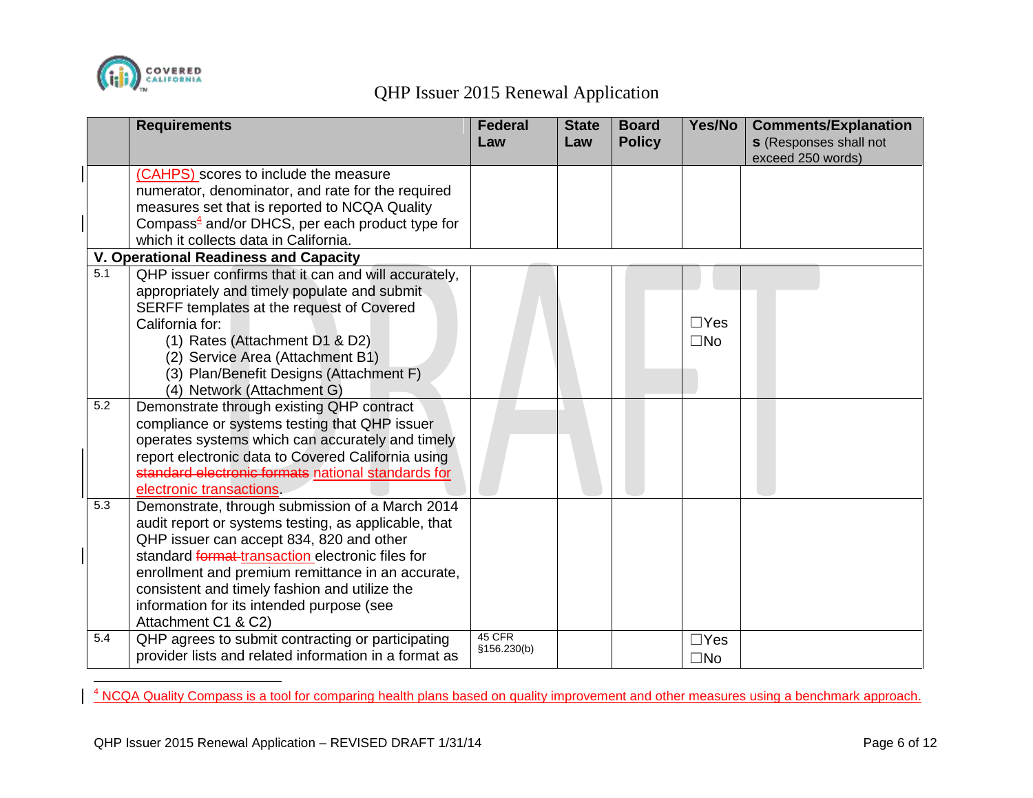| | Requirements | Federal Law | State Law | Board Policy | Yes/No | Comments/Explanations (Responses shall not exceed 250 words) |
|---|---|---|---|---|---|---|
| | (CAHPS) scores to include the measure numerator, denominator, and rate for the required measures set that is reported to NCQA Quality Compass[4] and/or DHCS, per each product type for which it collects data in California. | | | | | |
| **V. Operational Readiness and Capacity** | | | | | | |
| 5.1 | QHP issuer confirms that it can and will accurately, appropriately and timely populate and submit SERFF templates at the request of Covered California for: (1) Rates (Attachment D1 & D2) (2) Service Area (Attachment B1) (3) Plan/Benefit Designs (Attachment F) (4) Network (Attachment G) | | | | ☐Yes ☐No | |
| 5.2 | Demonstrate through existing QHP contract compliance or systems testing that QHP issuer operates systems which can accurately and timely report electronic data to Covered California using ~~standard electronic formats~~ national standards for electronic transactions. | | | | | |
| 5.3 | Demonstrate, through submission of a March 2014 audit report or systems testing, as applicable, that QHP issuer can accept 834, 820 and other standard ~~format~~ transaction electronic files for enrollment and premium remittance in an accurate, consistent and timely fashion and utilize the information for its intended purpose (see Attachment C1 & C2) | | | | | |
| 5.4 | QHP agrees to submit contracting or participating provider lists and related information in a format as | 45 CFR §156.230(b) | | | ☐Yes ☐No | |

[4] NCQA Quality Compass is a tool for comparing health plans based on quality improvement and other measures using a benchmark approach.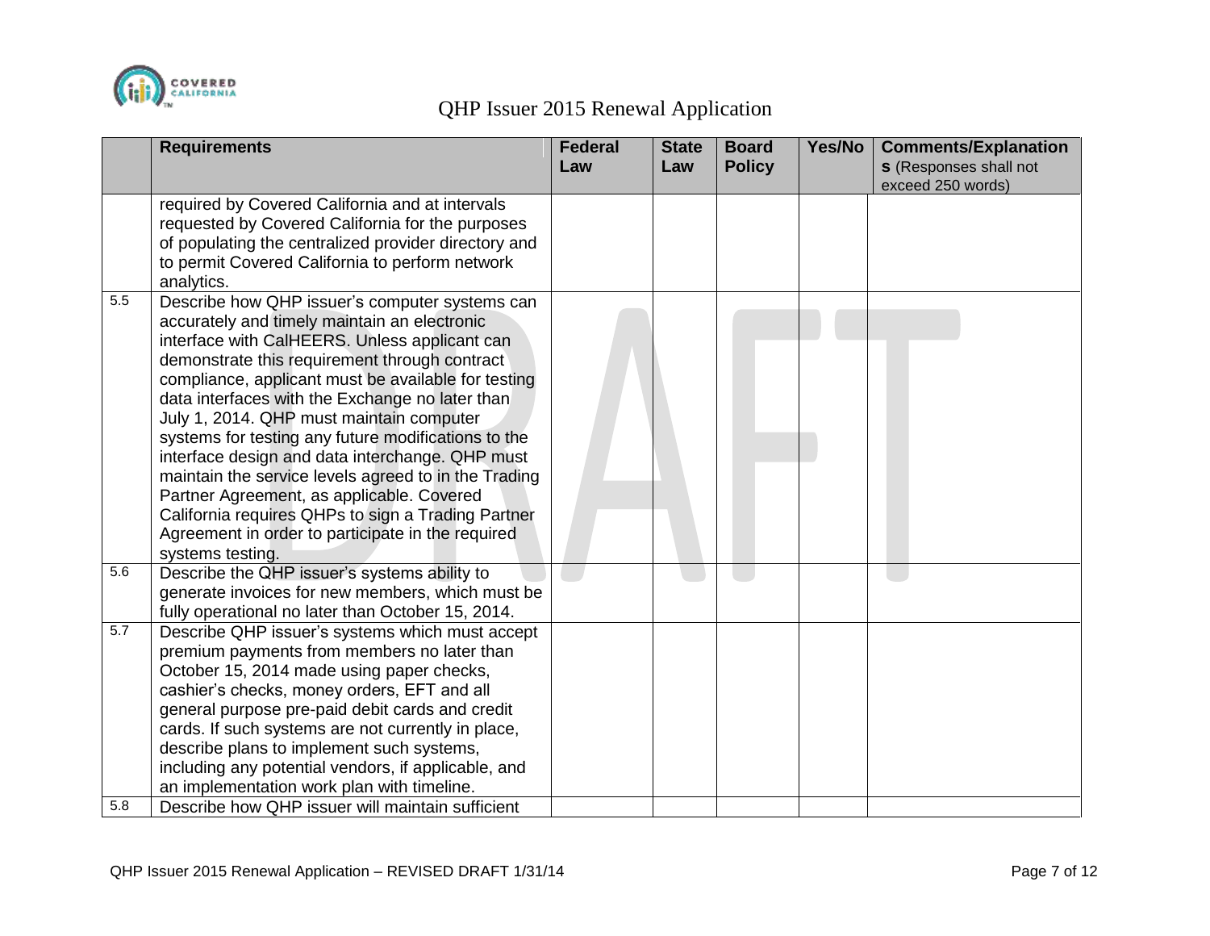| | Requirements | Federal Law | State Law | Board Policy | Yes/No | Comments/Explanations (Responses shall not exceed 250 words) |
|---|---|---|---|---|---|---|
| | required by Covered California and at intervals requested by Covered California for the purposes of populating the centralized provider directory and to permit Covered California to perform network analytics. | | | | | |
| 5.5 | Describe how QHP issuer's computer systems can accurately and timely maintain an electronic interface with CalHEERS. Unless applicant can demonstrate this requirement through contract compliance, applicant must be available for testing data interfaces with the Exchange no later than July 1, 2014. QHP must maintain computer systems for testing any future modifications to the interface design and data interchange. QHP must maintain the service levels agreed to in the Trading Partner Agreement, as applicable. Covered California requires QHPs to sign a Trading Partner Agreement in order to participate in the required systems testing. | | | | | |
| 5.6 | Describe the QHP issuer's systems ability to generate invoices for new members, which must be fully operational no later than October 15, 2014. | | | | | |
| 5.7 | Describe QHP issuer's systems which must accept premium payments from members no later than October 15, 2014 made using paper checks, cashier's checks, money orders, EFT and all general purpose pre-paid debit cards and credit cards. If such systems are not currently in place, describe plans to implement such systems, including any potential vendors, if applicable, and an implementation work plan with timeline. | | | | | |
| 5.8 | Describe how QHP issuer will maintain sufficient | | | | | |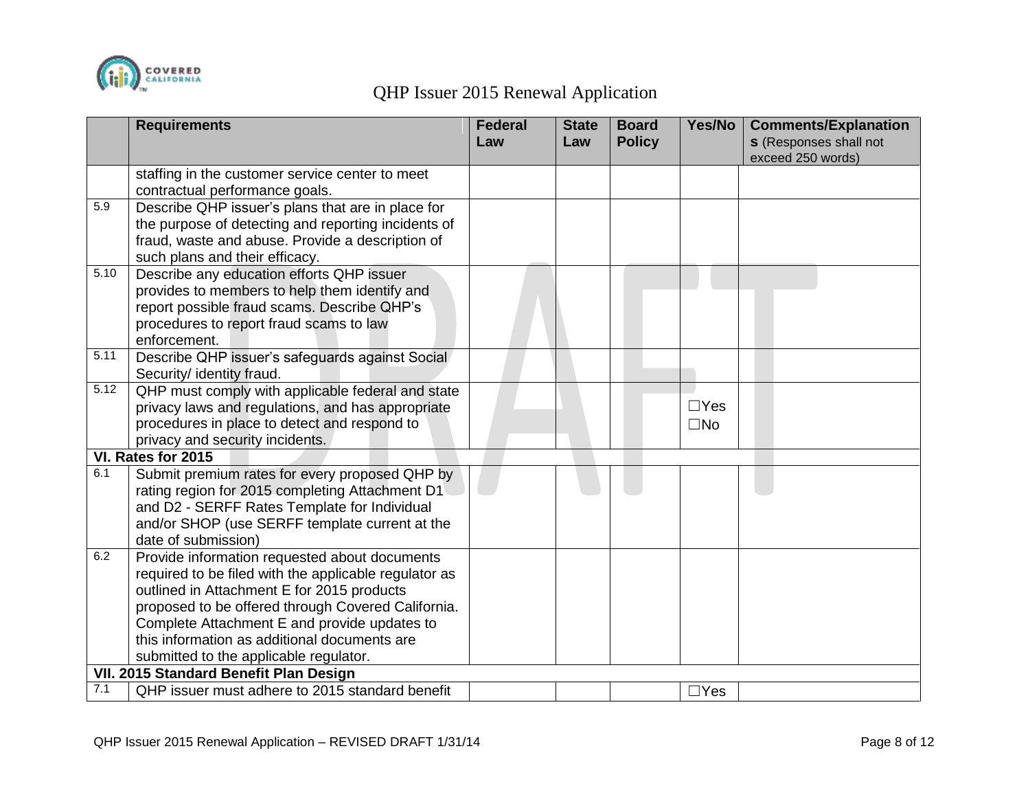|  | Requirements | Federal Law | State Law | Board Policy | Yes/No | Comments/Explanations (Responses shall not exceed 250 words) |
|---|---|---|---|---|---|---|
|  | staffing in the customer service center to meet contractual performance goals. |  |  |  |  |  |
| 5.9 | Describe QHP issuer's plans that are in place for the purpose of detecting and reporting incidents of fraud, waste and abuse. Provide a description of such plans and their efficacy. |  |  |  |  |  |
| 5.10 | Describe any education efforts QHP issuer provides to members to help them identify and report possible fraud scams. Describe QHP's procedures to report fraud scams to law enforcement. |  |  |  |  |  |
| 5.11 | Describe QHP issuer's safeguards against Social Security/ identity fraud. |  |  |  |  |  |
| 5.12 | QHP must comply with applicable federal and state privacy laws and regulations, and has appropriate procedures in place to detect and respond to privacy and security incidents. |  |  |  | ☐Yes ☐No |  |
| **VI. Rates for 2015** |  |  |  |  |  |  |
| 6.1 | Submit premium rates for every proposed QHP by rating region for 2015 completing Attachment D1 and D2 - SERFF Rates Template for Individual and/or SHOP (use SERFF template current at the date of submission) |  |  |  |  |  |
| 6.2 | Provide information requested about documents required to be filed with the applicable regulator as outlined in Attachment E for 2015 products proposed to be offered through Covered California. Complete Attachment E and provide updates to this information as additional documents are submitted to the applicable regulator. |  |  |  |  |  |
| **VII. 2015 Standard Benefit Plan Design** |  |  |  |  |  |  |
| 7.1 | QHP issuer must adhere to 2015 standard benefit |  |  |  | ☐Yes |  |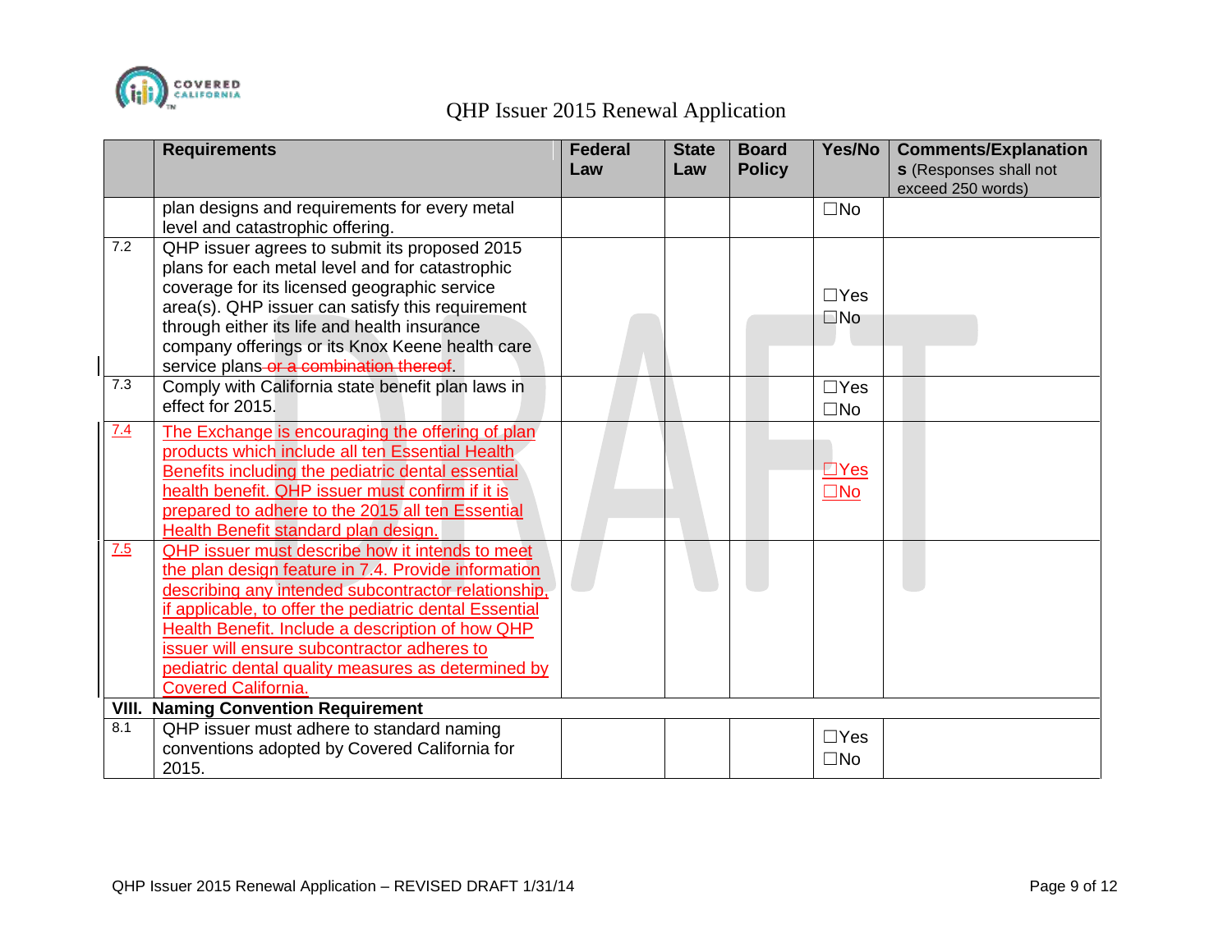| | Requirements | Federal Law | State Law | Board Policy | Yes/No | Comments/Explanations (Responses shall not exceed 250 words) |
|---|---|---|---|---|---|---|
| | plan designs and requirements for every metal level and catastrophic offering. | | | | ☐No | |
| 7.2 | QHP issuer agrees to submit its proposed 2015 plans for each metal level and for catastrophic coverage for its licensed geographic service area(s). QHP issuer can satisfy this requirement through either its life and health insurance company offerings or its Knox Keene health care service plans ~~or a combination thereof~~. | | | | ☐Yes ☐No | |
| 7.3 | Comply with California state benefit plan laws in effect for 2015. | | | | ☐Yes ☐No | |
| 7.4 | The Exchange is encouraging the offering of plan products which include all ten Essential Health Benefits including the pediatric dental essential health benefit. QHP issuer must confirm if it is prepared to adhere to the 2015 all ten Essential Health Benefit standard plan design. | | | | ☐Yes ☐No | |
| 7.5 | QHP issuer must describe how it intends to meet the plan design feature in 7.4. Provide information describing any intended subcontractor relationship, if applicable, to offer the pediatric dental Essential Health Benefit. Include a description of how QHP issuer will ensure subcontractor adheres to pediatric dental quality measures as determined by Covered California. | | | | | |
| **VIII.** | **Naming Convention Requirement** | | | | | |
| 8.1 | QHP issuer must adhere to standard naming conventions adopted by Covered California for 2015. | | | | ☐Yes ☐No | |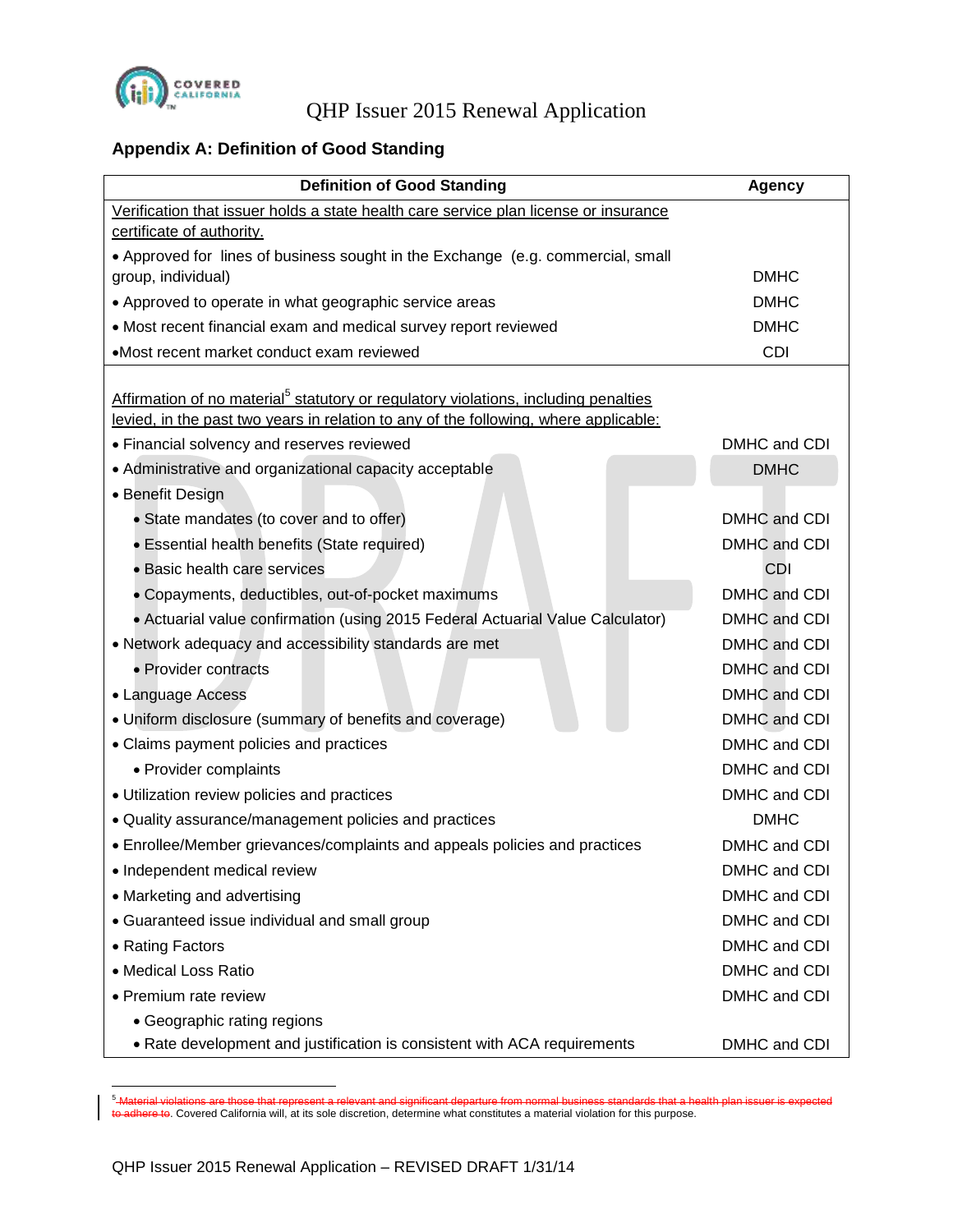## Appendix A: Definition of Good Standing

| Definition of Good Standing | Agency |
|---|---|
| Verification that issuer holds a state health care service plan license or insurance certificate of authority. | |
| • Approved for lines of business sought in the Exchange (e.g. commercial, small group, individual) | DMHC |
| • Approved to operate in what geographic service areas | DMHC |
| • Most recent financial exam and medical survey report reviewed | DMHC |
| • Most recent market conduct exam reviewed | CDI |
| Affirmation of no material[5] statutory or regulatory violations, including penalties levied, in the past two years in relation to any of the following, where applicable: | |
| • Financial solvency and reserves reviewed | DMHC and CDI |
| • Administrative and organizational capacity acceptable | DMHC |
| • Benefit Design | |
| • State mandates (to cover and to offer) | DMHC and CDI |
| • Essential health benefits (State required) | DMHC and CDI |
| • Basic health care services | CDI |
| • Copayments, deductibles, out-of-pocket maximums | DMHC and CDI |
| • Actuarial value confirmation (using 2015 Federal Actuarial Value Calculator) | DMHC and CDI |
| • Network adequacy and accessibility standards are met | DMHC and CDI |
| • Provider contracts | DMHC and CDI |
| • Language Access | DMHC and CDI |
| • Uniform disclosure (summary of benefits and coverage) | DMHC and CDI |
| • Claims payment policies and practices | DMHC and CDI |
| • Provider complaints | DMHC and CDI |
| • Utilization review policies and practices | DMHC and CDI |
| • Quality assurance/management policies and practices | DMHC |
| • Enrollee/Member grievances/complaints and appeals policies and practices | DMHC and CDI |
| • Independent medical review | DMHC and CDI |
| • Marketing and advertising | DMHC and CDI |
| • Guaranteed issue individual and small group | DMHC and CDI |
| • Rating Factors | DMHC and CDI |
| • Medical Loss Ratio | DMHC and CDI |
| • Premium rate review | DMHC and CDI |
| • Geographic rating regions | |
| • Rate development and justification is consistent with ACA requirements | DMHC and CDI |

[5] ~~Material violations are those that represent a relevant and significant departure from normal business standards that a health plan issuer is expected to adhere to~~. Covered California will, at its sole discretion, determine what constitutes a material violation for this purpose.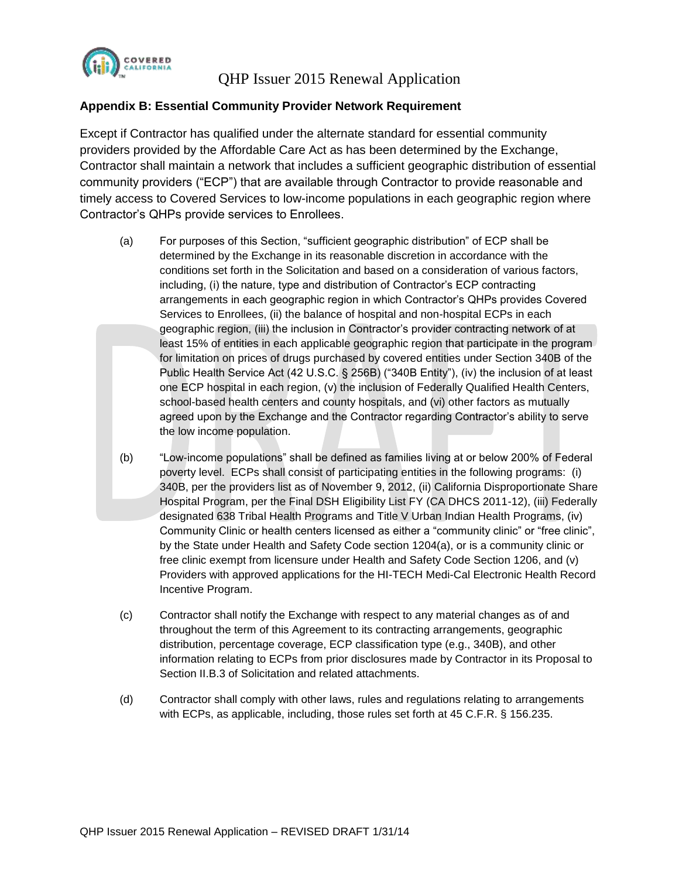## Appendix B: Essential Community Provider Network Requirement

Except if Contractor has qualified under the alternate standard for essential community providers provided by the Affordable Care Act as has been determined by the Exchange, Contractor shall maintain a network that includes a sufficient geographic distribution of essential community providers ("ECP") that are available through Contractor to provide reasonable and timely access to Covered Services to low-income populations in each geographic region where Contractor's QHPs provide services to Enrollees.

(a) For purposes of this Section, "sufficient geographic distribution" of ECP shall be determined by the Exchange in its reasonable discretion in accordance with the conditions set forth in the Solicitation and based on a consideration of various factors, including, (i) the nature, type and distribution of Contractor's ECP contracting arrangements in each geographic region in which Contractor's QHPs provides Covered Services to Enrollees, (ii) the balance of hospital and non-hospital ECPs in each geographic region, (iii) the inclusion in Contractor's provider contracting network of at least 15% of entities in each applicable geographic region that participate in the program for limitation on prices of drugs purchased by covered entities under Section 340B of the Public Health Service Act (42 U.S.C. § 256B) ("340B Entity"), (iv) the inclusion of at least one ECP hospital in each region, (v) the inclusion of Federally Qualified Health Centers, school-based health centers and county hospitals, and (vi) other factors as mutually agreed upon by the Exchange and the Contractor regarding Contractor's ability to serve the low income population.

(b) "Low-income populations" shall be defined as families living at or below 200% of Federal poverty level. ECPs shall consist of participating entities in the following programs: (i) 340B, per the providers list as of November 9, 2012, (ii) California Disproportionate Share Hospital Program, per the Final DSH Eligibility List FY (CA DHCS 2011-12), (iii) Federally designated 638 Tribal Health Programs and Title V Urban Indian Health Programs, (iv) Community Clinic or health centers licensed as either a "community clinic" or "free clinic", by the State under Health and Safety Code section 1204(a), or is a community clinic or free clinic exempt from licensure under Health and Safety Code Section 1206, and (v) Providers with approved applications for the HI-TECH Medi-Cal Electronic Health Record Incentive Program.

(c) Contractor shall notify the Exchange with respect to any material changes as of and throughout the term of this Agreement to its contracting arrangements, geographic distribution, percentage coverage, ECP classification type (e.g., 340B), and other information relating to ECPs from prior disclosures made by Contractor in its Proposal to Section II.B.3 of Solicitation and related attachments.

(d) Contractor shall comply with other laws, rules and regulations relating to arrangements with ECPs, as applicable, including, those rules set forth at 45 C.F.R. § 156.235.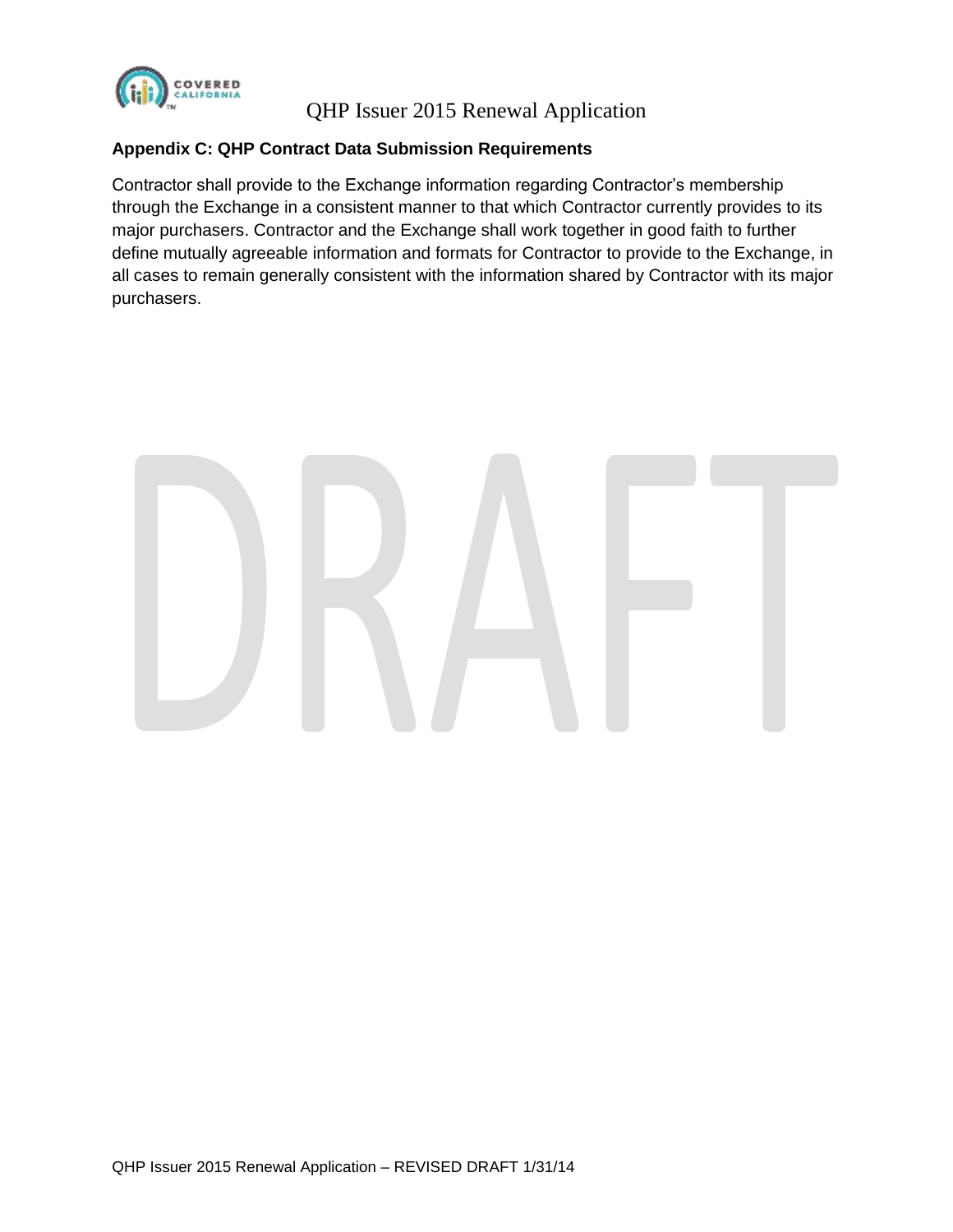## Appendix C: QHP Contract Data Submission Requirements

Contractor shall provide to the Exchange information regarding Contractor's membership through the Exchange in a consistent manner to that which Contractor currently provides to its major purchasers. Contractor and the Exchange shall work together in good faith to further define mutually agreeable information and formats for Contractor to provide to the Exchange, in all cases to remain generally consistent with the information shared by Contractor with its major purchasers.